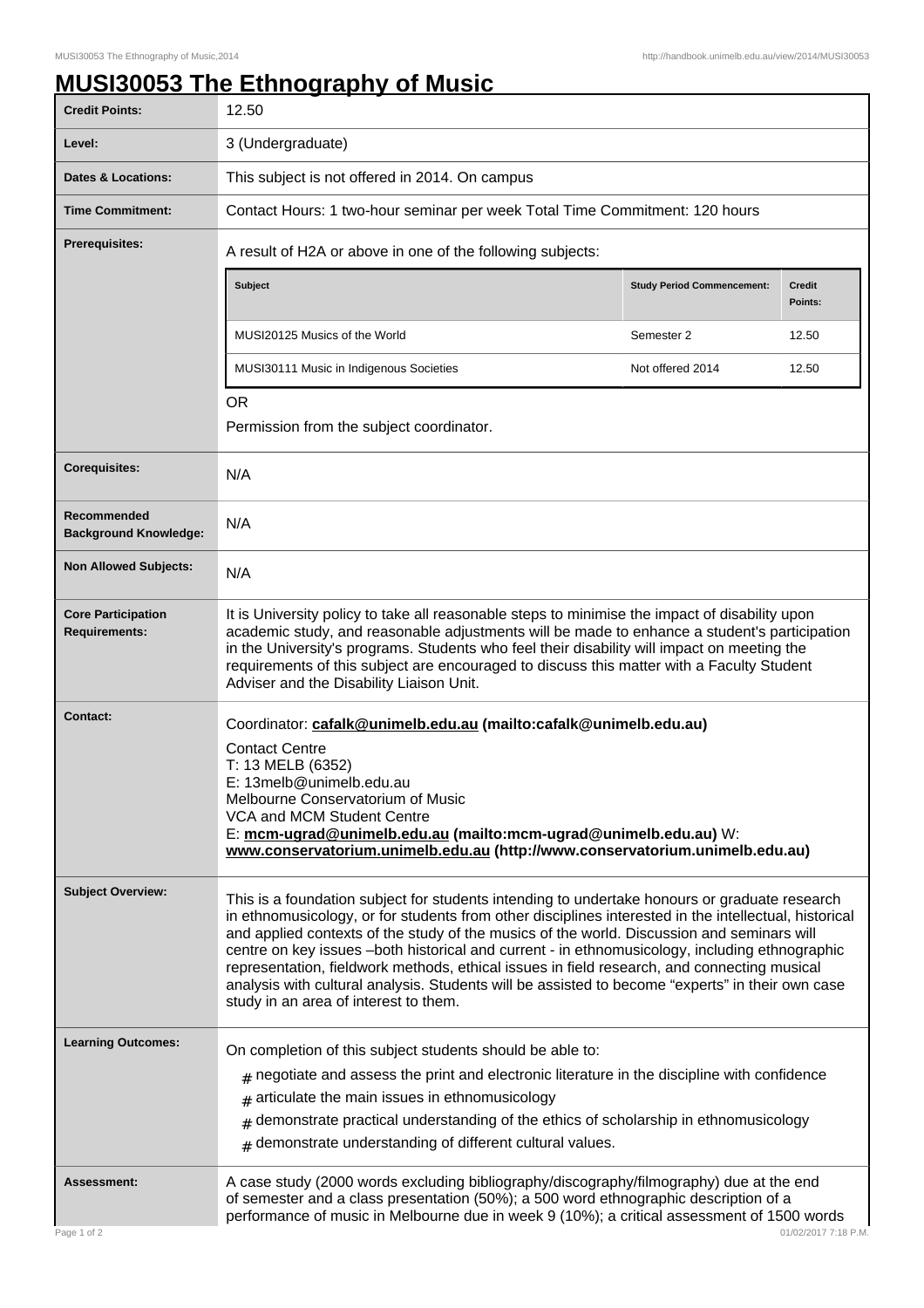# MUSI30053 The Ethnography of Music

| | |
|---|---|
| **Credit Points:** | 12.50 |
| **Level:** | 3 (Undergraduate) |
| **Dates & Locations:** | This subject is not offered in 2014. On campus |
| **Time Commitment:** | Contact Hours: 1 two-hour seminar per week Total Time Commitment: 120 hours |
| **Prerequisites:** | A result of H2A or above in one of the following subjects: |
| **Corequisites:** | N/A |
| **Recommended Background Knowledge:** | N/A |
| **Non Allowed Subjects:** | N/A |
| **Core Participation Requirements:** | It is University policy to take all reasonable steps to minimise the impact of disability upon academic study, and reasonable adjustments will be made to enhance a student's participation in the University's programs. Students who feel their disability will impact on meeting the requirements of this subject are encouraged to discuss this matter with a Faculty Student Adviser and the Disability Liaison Unit. |

**Prerequisites:** A result of H2A or above in one of the following subjects:

| Subject | Study Period Commencement: | Credit Points: |
|---|---|---|
| MUSI20125 Musics of the World | Semester 2 | 12.50 |
| MUSI30111 Music in Indigenous Societies | Not offered 2014 | 12.50 |

OR

Permission from the subject coordinator.

**Contact:**

Coordinator: **cafalk@unimelb.edu.au (mailto:cafalk@unimelb.edu.au)**

Contact Centre
T: 13 MELB (6352)
E: 13melb@unimelb.edu.au
Melbourne Conservatorium of Music
VCA and MCM Student Centre
E: **mcm-ugrad@unimelb.edu.au (mailto:mcm-ugrad@unimelb.edu.au)** W: **www.conservatorium.unimelb.edu.au (http://www.conservatorium.unimelb.edu.au)**

**Subject Overview:**

This is a foundation subject for students intending to undertake honours or graduate research in ethnomusicology, or for students from other disciplines interested in the intellectual, historical and applied contexts of the study of the musics of the world. Discussion and seminars will centre on key issues –both historical and current - in ethnomusicology, including ethnographic representation, fieldwork methods, ethical issues in field research, and connecting musical analysis with cultural analysis. Students will be assisted to become "experts" in their own case study in an area of interest to them.

**Learning Outcomes:**

On completion of this subject students should be able to:

- negotiate and assess the print and electronic literature in the discipline with confidence
- articulate the main issues in ethnomusicology
- demonstrate practical understanding of the ethics of scholarship in ethnomusicology
- demonstrate understanding of different cultural values.

**Assessment:**

A case study (2000 words excluding bibliography/discography/filmography) due at the end of semester and a class presentation (50%); a 500 word ethnographic description of a performance of music in Melbourne due in week 9 (10%); a critical assessment of 1500 words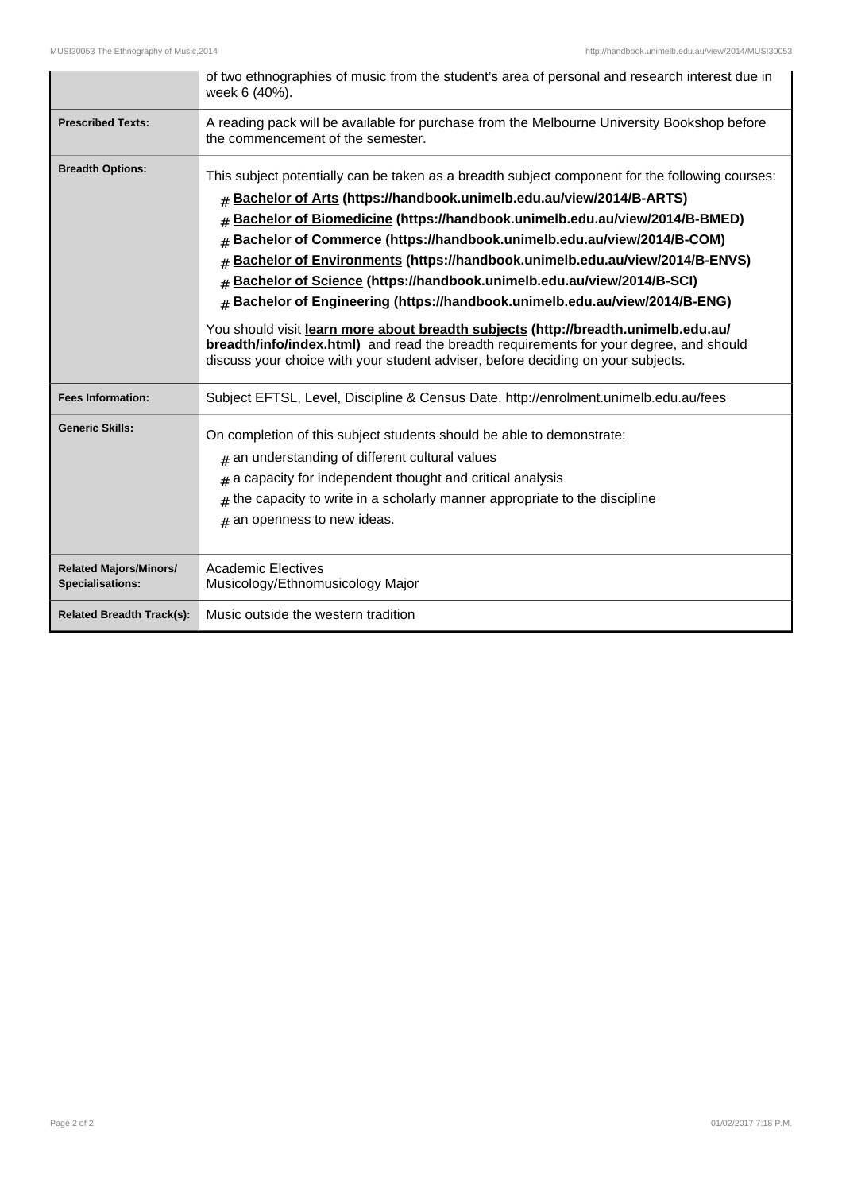| | |
|---|---|
| | of two ethnographies of music from the student's area of personal and research interest due in week 6 (40%). |
| **Prescribed Texts:** | A reading pack will be available for purchase from the Melbourne University Bookshop before the commencement of the semester. |
| **Breadth Options:** | This subject potentially can be taken as a breadth subject component for the following courses:<br># **Bachelor of Arts (https://handbook.unimelb.edu.au/view/2014/B-ARTS)**<br># **Bachelor of Biomedicine (https://handbook.unimelb.edu.au/view/2014/B-BMED)**<br># **Bachelor of Commerce (https://handbook.unimelb.edu.au/view/2014/B-COM)**<br># **Bachelor of Environments (https://handbook.unimelb.edu.au/view/2014/B-ENVS)**<br># **Bachelor of Science (https://handbook.unimelb.edu.au/view/2014/B-SCI)**<br># **Bachelor of Engineering (https://handbook.unimelb.edu.au/view/2014/B-ENG)**<br>You should visit **learn more about breadth subjects (http://breadth.unimelb.edu.au/breadth/info/index.html)** and read the breadth requirements for your degree, and should discuss your choice with your student adviser, before deciding on your subjects. |
| **Fees Information:** | Subject EFTSL, Level, Discipline & Census Date, http://enrolment.unimelb.edu.au/fees |
| **Generic Skills:** | On completion of this subject students should be able to demonstrate:<br># an understanding of different cultural values<br># a capacity for independent thought and critical analysis<br># the capacity to write in a scholarly manner appropriate to the discipline<br># an openness to new ideas. |
| **Related Majors/Minors/ Specialisations:** | Academic Electives<br>Musicology/Ethnomusicology Major |
| **Related Breadth Track(s):** | Music outside the western tradition |